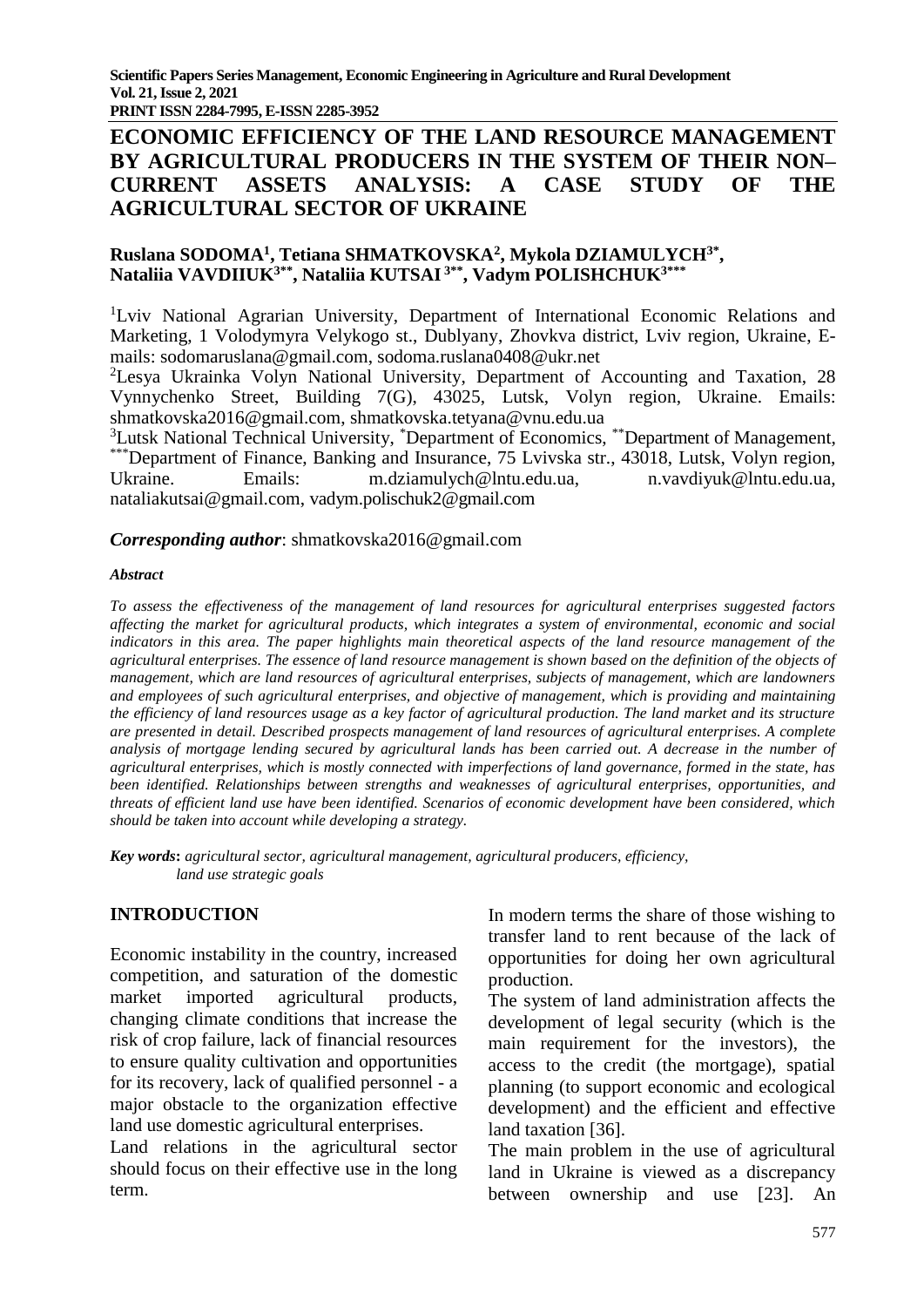# ECONOMIC EFFICIENCY OF THE LAND RESOURCE MANAGEMENT BY AGRICULTURAL PRODUCERS IN THE SYSTEM OF THEIR NON–CURRENT ASSETS ANALYSIS: A CASE STUDY OF THE AGRICULTURAL SECTOR OF UKRAINE

**Ruslana SODOMA[1], Tetiana SHMATKOVSKA[2], Mykola DZIAMULYCH[3*], Nataliia VAVDIIUK[3**], Nataliia KUTSAI[3**], Vadym POLISHCHUK[3***]**

[1]Lviv National Agrarian University, Department of International Economic Relations and Marketing, 1 Volodymyra Velykogo st., Dublyany, Zhovkva district, Lviv region, Ukraine, E-mails: sodomaruslana@gmail.com, sodoma.ruslana0408@ukr.net

[2]Lesya Ukrainka Volyn National University, Department of Accounting and Taxation, 28 Vynnychenko Street, Building 7(G), 43025, Lutsk, Volyn region, Ukraine. Emails: shmatkovska2016@gmail.com, shmatkovska.tetyana@vnu.edu.ua

[3]Lutsk National Technical University, [*]Department of Economics, [**]Department of Management, [***]Department of Finance, Banking and Insurance, 75 Lvivska str., 43018, Lutsk, Volyn region, Ukraine. Emails: m.dziamulych@lntu.edu.ua, n.vavdiyuk@lntu.edu.ua, nataliakutsai@gmail.com, vadym.polischuk2@gmail.com

***Corresponding author***: shmatkovska2016@gmail.com

***Abstract***

*To assess the effectiveness of the management of land resources for agricultural enterprises suggested factors affecting the market for agricultural products, which integrates a system of environmental, economic and social indicators in this area. The paper highlights main theoretical aspects of the land resource management of the agricultural enterprises. The essence of land resource management is shown based on the definition of the objects of management, which are land resources of agricultural enterprises, subjects of management, which are landowners and employees of such agricultural enterprises, and objective of management, which is providing and maintaining the efficiency of land resources usage as a key factor of agricultural production. The land market and its structure are presented in detail. Described prospects management of land resources of agricultural enterprises. A complete analysis of mortgage lending secured by agricultural lands has been carried out. A decrease in the number of agricultural enterprises, which is mostly connected with imperfections of land governance, formed in the state, has been identified. Relationships between strengths and weaknesses of agricultural enterprises, opportunities, and threats of efficient land use have been identified. Scenarios of economic development have been considered, which should be taken into account while developing a strategy.*

***Key words*****:** *agricultural sector, agricultural management, agricultural producers, efficiency, land use strategic goals*

## INTRODUCTION

Economic instability in the country, increased competition, and saturation of the domestic market imported agricultural products, changing climate conditions that increase the risk of crop failure, lack of financial resources to ensure quality cultivation and opportunities for its recovery, lack of qualified personnel - a major obstacle to the organization effective land use domestic agricultural enterprises.

Land relations in the agricultural sector should focus on their effective use in the long term.

In modern terms the share of those wishing to transfer land to rent because of the lack of opportunities for doing her own agricultural production.

The system of land administration affects the development of legal security (which is the main requirement for the investors), the access to the credit (the mortgage), spatial planning (to support economic and ecological development) and the efficient and effective land taxation [36].

The main problem in the use of agricultural land in Ukraine is viewed as a discrepancy between ownership and use [23]. An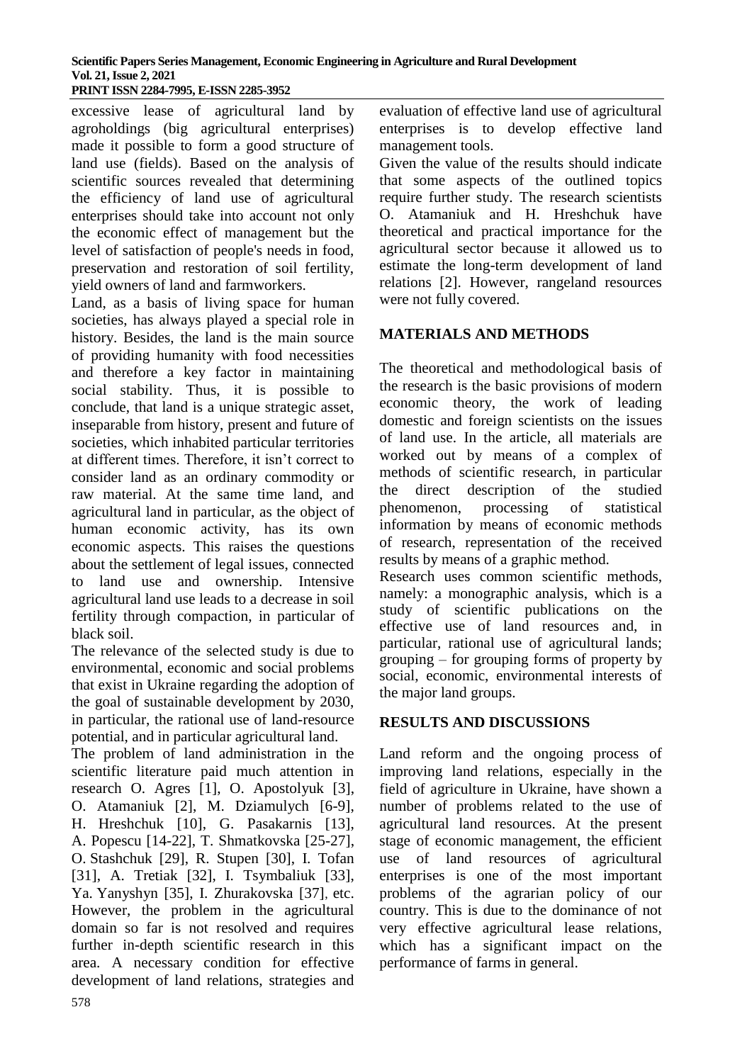excessive lease of agricultural land by agroholdings (big agricultural enterprises) made it possible to form a good structure of land use (fields). Based on the analysis of scientific sources revealed that determining the efficiency of land use of agricultural enterprises should take into account not only the economic effect of management but the level of satisfaction of people's needs in food, preservation and restoration of soil fertility, yield owners of land and farmworkers.

Land, as a basis of living space for human societies, has always played a special role in history. Besides, the land is the main source of providing humanity with food necessities and therefore a key factor in maintaining social stability. Thus, it is possible to conclude, that land is a unique strategic asset, inseparable from history, present and future of societies, which inhabited particular territories at different times. Therefore, it isn't correct to consider land as an ordinary commodity or raw material. At the same time land, and agricultural land in particular, as the object of human economic activity, has its own economic aspects. This raises the questions about the settlement of legal issues, connected to land use and ownership. Intensive agricultural land use leads to a decrease in soil fertility through compaction, in particular of black soil.

The relevance of the selected study is due to environmental, economic and social problems that exist in Ukraine regarding the adoption of the goal of sustainable development by 2030, in particular, the rational use of land-resource potential, and in particular agricultural land.

The problem of land administration in the scientific literature paid much attention in research O. Agres [1], O. Apostolyuk [3], O. Atamaniuk [2], M. Dziamulych [6-9], H. Hreshchuk [10], G. Pasakarnis [13], A. Popescu [14-22], T. Shmatkovska [25-27], O. Stashchuk [29], R. Stupen [30], I. Tofan [31], A. Tretiak [32], I. Tsymbaliuk [33], Ya. Yanyshyn [35], I. Zhurakovska [37], etc. However, the problem in the agricultural domain so far is not resolved and requires further in-depth scientific research in this area. A necessary condition for effective development of land relations, strategies and evaluation of effective land use of agricultural enterprises is to develop effective land management tools.

Given the value of the results should indicate that some aspects of the outlined topics require further study. The research scientists O. Atamaniuk and H. Hreshchuk have theoretical and practical importance for the agricultural sector because it allowed us to estimate the long-term development of land relations [2]. However, rangeland resources were not fully covered.

## MATERIALS AND METHODS

The theoretical and methodological basis of the research is the basic provisions of modern economic theory, the work of leading domestic and foreign scientists on the issues of land use. In the article, all materials are worked out by means of a complex of methods of scientific research, in particular the direct description of the studied phenomenon, processing of statistical information by means of economic methods of research, representation of the received results by means of a graphic method.

Research uses common scientific methods, namely: a monographic analysis, which is a study of scientific publications on the effective use of land resources and, in particular, rational use of agricultural lands; grouping – for grouping forms of property by social, economic, environmental interests of the major land groups.

## RESULTS AND DISCUSSIONS

Land reform and the ongoing process of improving land relations, especially in the field of agriculture in Ukraine, have shown a number of problems related to the use of agricultural land resources. At the present stage of economic management, the efficient use of land resources of agricultural enterprises is one of the most important problems of the agrarian policy of our country. This is due to the dominance of not very effective agricultural lease relations, which has a significant impact on the performance of farms in general.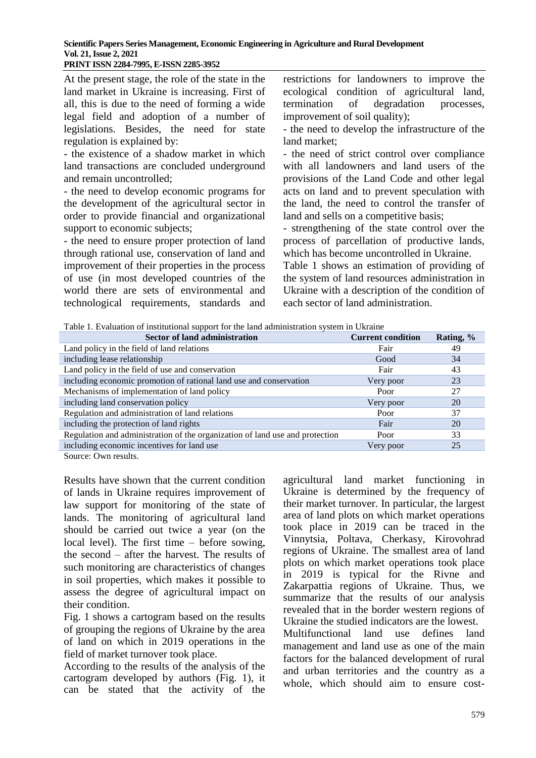At the present stage, the role of the state in the land market in Ukraine is increasing. First of all, this is due to the need of forming a wide legal field and adoption of a number of legislations. Besides, the need for state regulation is explained by:

- the existence of a shadow market in which land transactions are concluded underground and remain uncontrolled;
- the need to develop economic programs for the development of the agricultural sector in order to provide financial and organizational support to economic subjects;
- the need to ensure proper protection of land through rational use, conservation of land and improvement of their properties in the process of use (in most developed countries of the world there are sets of environmental and technological requirements, standards and restrictions for landowners to improve the ecological condition of agricultural land, termination of degradation processes, improvement of soil quality);
- the need to develop the infrastructure of the land market;
- the need of strict control over compliance with all landowners and land users of the provisions of the Land Code and other legal acts on land and to prevent speculation with the land, the need to control the transfer of land and sells on a competitive basis;
- strengthening of the state control over the process of parcellation of productive lands, which has become uncontrolled in Ukraine.

Table 1 shows an estimation of providing of the system of land resources administration in Ukraine with a description of the condition of each sector of land administration.

Table 1. Evaluation of institutional support for the land administration system in Ukraine

| Sector of land administration | Current condition | Rating, % |
|---|---|---|
| Land policy in the field of land relations | Fair | 49 |
| including lease relationship | Good | 34 |
| Land policy in the field of use and conservation | Fair | 43 |
| including economic promotion of rational land use and conservation | Very poor | 23 |
| Mechanisms of implementation of land policy | Poor | 27 |
| including land conservation policy | Very poor | 20 |
| Regulation and administration of land relations | Poor | 37 |
| including the protection of land rights | Fair | 20 |
| Regulation and administration of the organization of land use and protection | Poor | 33 |
| including economic incentives for land use | Very poor | 25 |

Source: Own results.

Results have shown that the current condition of lands in Ukraine requires improvement of law support for monitoring of the state of lands. The monitoring of agricultural land should be carried out twice a year (on the local level). The first time – before sowing, the second – after the harvest. The results of such monitoring are characteristics of changes in soil properties, which makes it possible to assess the degree of agricultural impact on their condition.

Fig. 1 shows a cartogram based on the results of grouping the regions of Ukraine by the area of land on which in 2019 operations in the field of market turnover took place.

According to the results of the analysis of the cartogram developed by authors (Fig. 1), it can be stated that the activity of the agricultural land market functioning in Ukraine is determined by the frequency of their market turnover. In particular, the largest area of land plots on which market operations took place in 2019 can be traced in the Vinnytsia, Poltava, Cherkasy, Kirovohrad regions of Ukraine. The smallest area of land plots on which market operations took place in 2019 is typical for the Rivne and Zakarpattia regions of Ukraine. Thus, we summarize that the results of our analysis revealed that in the border western regions of Ukraine the studied indicators are the lowest.

Multifunctional land use defines land management and land use as one of the main factors for the balanced development of rural and urban territories and the country as a whole, which should aim to ensure cost-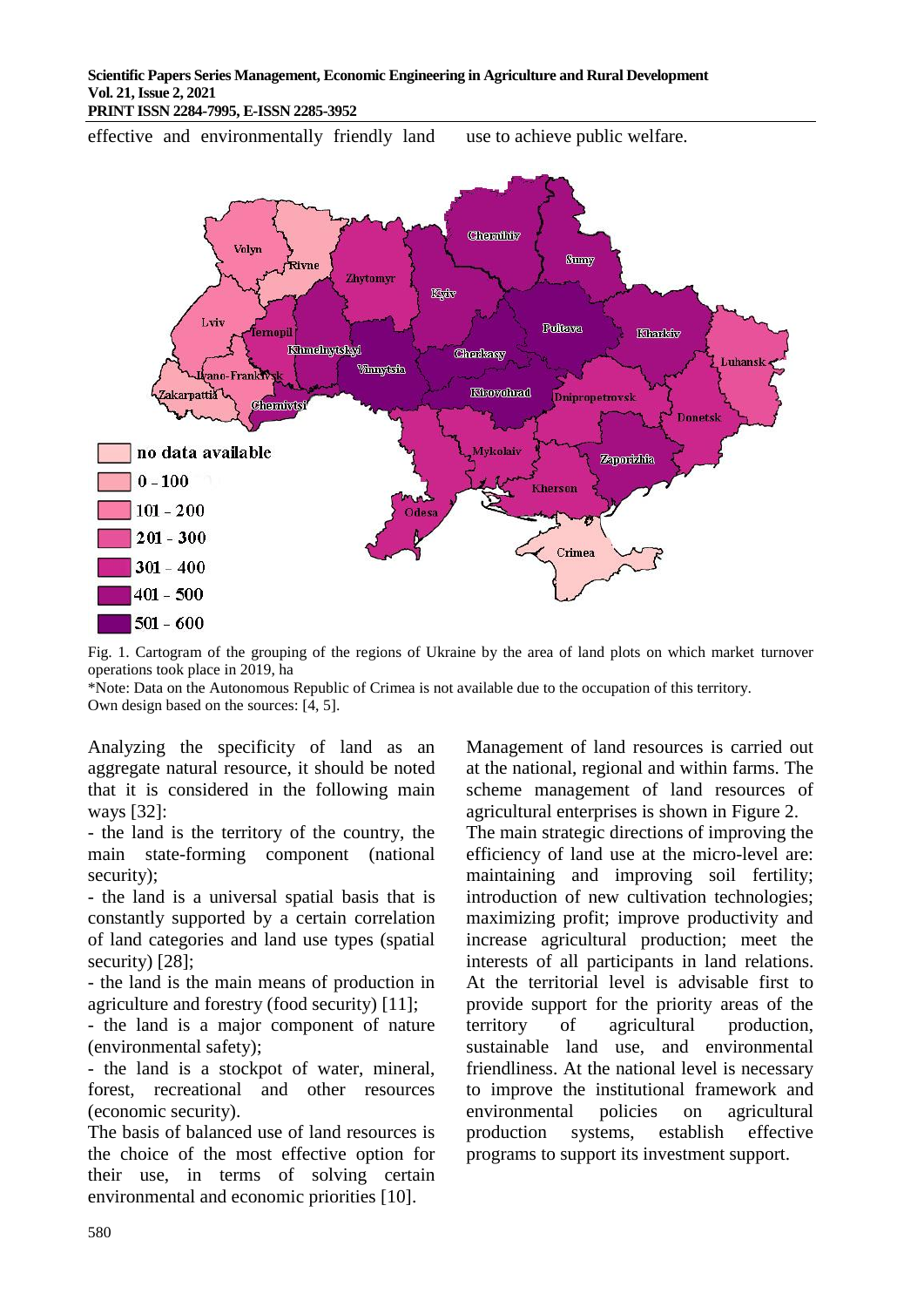effective and environmentally friendly land use to achieve public welfare.

Fig. 1. Cartogram of the grouping of the regions of Ukraine by the area of land plots on which market turnover operations took place in 2019, ha

*Note: Data on the Autonomous Republic of Crimea is not available due to the occupation of this territory.
Own design based on the sources: [4, 5].

Analyzing the specificity of land as an aggregate natural resource, it should be noted that it is considered in the following main ways [32]:

- the land is the territory of the country, the main state-forming component (national security);
- the land is a universal spatial basis that is constantly supported by a certain correlation of land categories and land use types (spatial security) [28];
- the land is the main means of production in agriculture and forestry (food security) [11];
- the land is a major component of nature (environmental safety);
- the land is a stockpot of water, mineral, forest, recreational and other resources (economic security).

The basis of balanced use of land resources is the choice of the most effective option for their use, in terms of solving certain environmental and economic priorities [10].

Management of land resources is carried out at the national, regional and within farms. The scheme management of land resources of agricultural enterprises is shown in Figure 2.

The main strategic directions of improving the efficiency of land use at the micro-level are: maintaining and improving soil fertility; introduction of new cultivation technologies; maximizing profit; improve productivity and increase agricultural production; meet the interests of all participants in land relations. At the territorial level is advisable first to provide support for the priority areas of the territory of agricultural production, sustainable land use, and environmental friendliness. At the national level is necessary to improve the institutional framework and environmental policies on agricultural production systems, establish effective programs to support its investment support.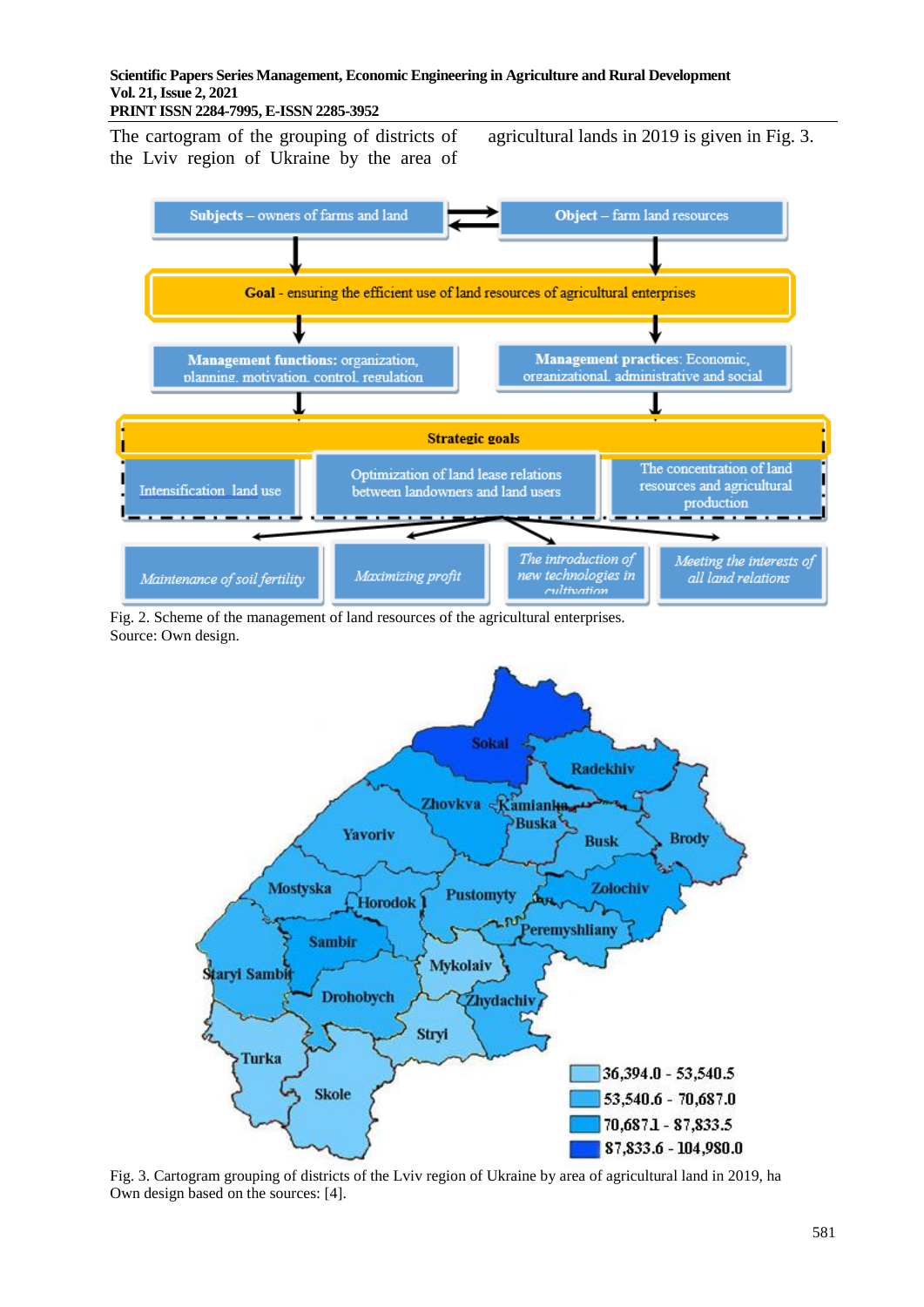The cartogram of the grouping of districts of the Lviv region of Ukraine by the area of agricultural lands in 2019 is given in Fig. 3.

Fig. 2. Scheme of the management of land resources of the agricultural enterprises.
Source: Own design.

Fig. 3. Cartogram grouping of districts of the Lviv region of Ukraine by area of agricultural land in 2019, ha
Own design based on the sources: [4].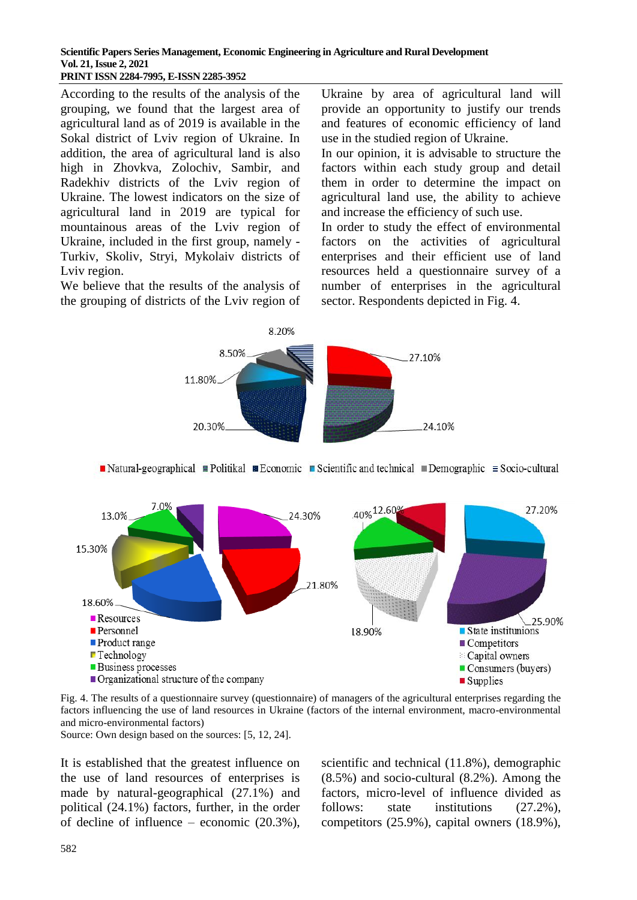According to the results of the analysis of the grouping, we found that the largest area of agricultural land as of 2019 is available in the Sokal district of Lviv region of Ukraine. In addition, the area of agricultural land is also high in Zhovkva, Zolochiv, Sambir, and Radekhiv districts of the Lviv region of Ukraine. The lowest indicators on the size of agricultural land in 2019 are typical for mountainous areas of the Lviv region of Ukraine, included in the first group, namely - Turkiv, Skoliv, Stryi, Mykolaiv districts of Lviv region.

We believe that the results of the analysis of the grouping of districts of the Lviv region of Ukraine by area of agricultural land will provide an opportunity to justify our trends and features of economic efficiency of land use in the studied region of Ukraine.

In our opinion, it is advisable to structure the factors within each study group and detail them in order to determine the impact on agricultural land use, the ability to achieve and increase the efficiency of such use.

In order to study the effect of environmental factors on the activities of agricultural enterprises and their efficient use of land resources held a questionnaire survey of a number of enterprises in the agricultural sector. Respondents depicted in Fig. 4.

Fig. 4. The results of a questionnaire survey (questionnaire) of managers of the agricultural enterprises regarding the factors influencing the use of land resources in Ukraine (factors of the internal environment, macro-environmental and micro-environmental factors)

Source: Own design based on the sources: [5, 12, 24].

It is established that the greatest influence on the use of land resources of enterprises is made by natural-geographical (27.1%) and political (24.1%) factors, further, in the order of decline of influence – economic (20.3%), scientific and technical (11.8%), demographic (8.5%) and socio-cultural (8.2%). Among the factors, micro-level of influence divided as follows: state institutions (27.2%), competitors (25.9%), capital owners (18.9%),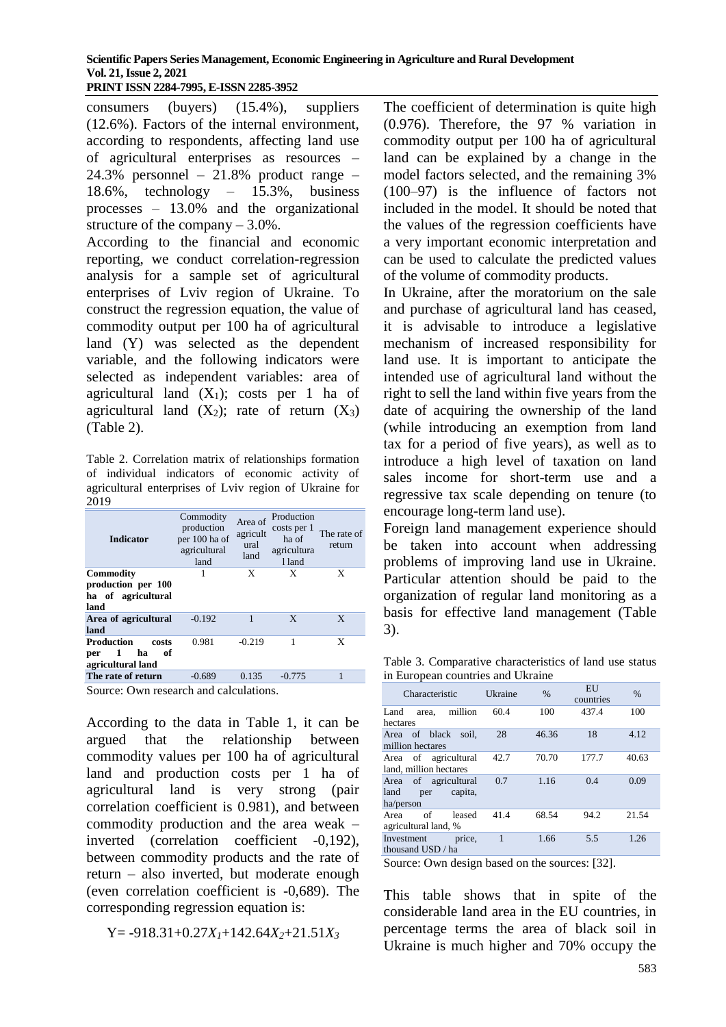consumers (buyers) (15.4%), suppliers (12.6%). Factors of the internal environment, according to respondents, affecting land use of agricultural enterprises as resources – 24.3% personnel – 21.8% product range – 18.6%, technology – 15.3%, business processes – 13.0% and the organizational structure of the company – 3.0%.

According to the financial and economic reporting, we conduct correlation-regression analysis for a sample set of agricultural enterprises of Lviv region of Ukraine. To construct the regression equation, the value of commodity output per 100 ha of agricultural land (Y) was selected as the dependent variable, and the following indicators were selected as independent variables: area of agricultural land ($X_1$); costs per 1 ha of agricultural land ($X_2$); rate of return ($X_3$) (Table 2).

Table 2. Correlation matrix of relationships formation of individual indicators of economic activity of agricultural enterprises of Lviv region of Ukraine for 2019

| Indicator | Commodity production per 100 ha of agricultural land | Area of agricultural land | Production costs per 1 ha of agricultural land | The rate of return |
|---|---|---|---|---|
| **Commodity production per 100 ha of agricultural land** | 1 | X | X | X |
| **Area of agricultural land** | -0.192 | 1 | X | X |
| **Production costs per 1 ha of agricultural land** | 0.981 | -0.219 | 1 | X |
| **The rate of return** | -0.689 | 0.135 | -0.775 | 1 |

Source: Own research and calculations.

According to the data in Table 1, it can be argued that the relationship between commodity values per 100 ha of agricultural land and production costs per 1 ha of agricultural land is very strong (pair correlation coefficient is 0.981), and between commodity production and the area weak – inverted (correlation coefficient -0,192), between commodity products and the rate of return – also inverted, but moderate enough (even correlation coefficient is -0,689). The corresponding regression equation is:

$$Y= -918.31+0.27X_1+142.64X_2+21.51X_3$$

The coefficient of determination is quite high (0.976). Therefore, the 97 % variation in commodity output per 100 ha of agricultural land can be explained by a change in the model factors selected, and the remaining 3% (100–97) is the influence of factors not included in the model. It should be noted that the values of the regression coefficients have a very important economic interpretation and can be used to calculate the predicted values of the volume of commodity products.

In Ukraine, after the moratorium on the sale and purchase of agricultural land has ceased, it is advisable to introduce a legislative mechanism of increased responsibility for land use. It is important to anticipate the intended use of agricultural land without the right to sell the land within five years from the date of acquiring the ownership of the land (while introducing an exemption from land tax for a period of five years), as well as to introduce a high level of taxation on land sales income for short-term use and a regressive tax scale depending on tenure (to encourage long-term land use).

Foreign land management experience should be taken into account when addressing problems of improving land use in Ukraine. Particular attention should be paid to the organization of regular land monitoring as a basis for effective land management (Table 3).

Table 3. Comparative characteristics of land use status in European countries and Ukraine

| Characteristic | Ukraine | % | EU countries | % |
|---|---|---|---|---|
| Land area, million hectares | 60.4 | 100 | 437.4 | 100 |
| Area of black soil, million hectares | 28 | 46.36 | 18 | 4.12 |
| Area of agricultural land, million hectares | 42.7 | 70.70 | 177.7 | 40.63 |
| Area of agricultural land per capita, ha/person | 0.7 | 1.16 | 0.4 | 0.09 |
| Area of leased agricultural land, % | 41.4 | 68.54 | 94.2 | 21.54 |
| Investment price, thousand USD / ha | 1 | 1.66 | 5.5 | 1.26 |

Source: Own design based on the sources: [32].

This table shows that in spite of the considerable land area in the EU countries, in percentage terms the area of black soil in Ukraine is much higher and 70% occupy the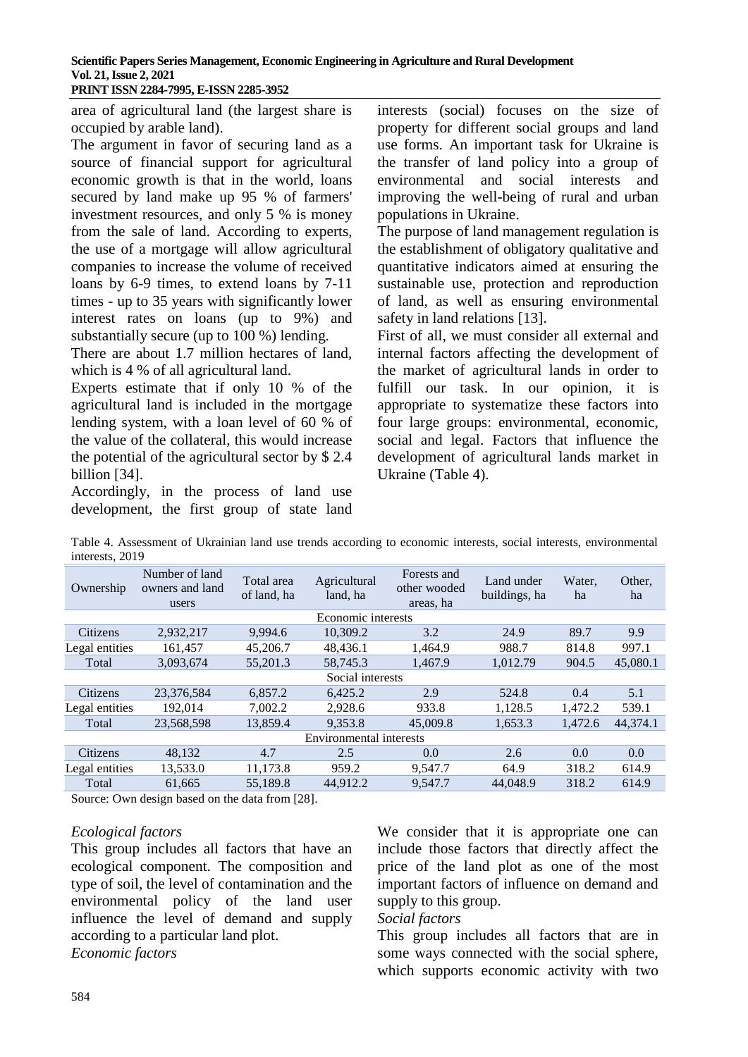area of agricultural land (the largest share is occupied by arable land).

The argument in favor of securing land as a source of financial support for agricultural economic growth is that in the world, loans secured by land make up 95 % of farmers' investment resources, and only 5 % is money from the sale of land. According to experts, the use of a mortgage will allow agricultural companies to increase the volume of received loans by 6-9 times, to extend loans by 7-11 times - up to 35 years with significantly lower interest rates on loans (up to 9%) and substantially secure (up to 100 %) lending.

There are about 1.7 million hectares of land, which is 4 % of all agricultural land.

Experts estimate that if only 10 % of the agricultural land is included in the mortgage lending system, with a loan level of 60 % of the value of the collateral, this would increase the potential of the agricultural sector by $ 2.4 billion [34].

Accordingly, in the process of land use development, the first group of state land interests (social) focuses on the size of property for different social groups and land use forms. An important task for Ukraine is the transfer of land policy into a group of environmental and social interests and improving the well-being of rural and urban populations in Ukraine.

The purpose of land management regulation is the establishment of obligatory qualitative and quantitative indicators aimed at ensuring the sustainable use, protection and reproduction of land, as well as ensuring environmental safety in land relations [13].

First of all, we must consider all external and internal factors affecting the development of the market of agricultural lands in order to fulfill our task. In our opinion, it is appropriate to systematize these factors into four large groups: environmental, economic, social and legal. Factors that influence the development of agricultural lands market in Ukraine (Table 4).

Table 4. Assessment of Ukrainian land use trends according to economic interests, social interests, environmental interests, 2019

| Ownership | Number of land owners and land users | Total area of land, ha | Agricultural land, ha | Forests and other wooded areas, ha | Land under buildings, ha | Water, ha | Other, ha |
|---|---|---|---|---|---|---|---|
| Economic interests | | | | | | | |
| Citizens | 2,932,217 | 9,994.6 | 10,309.2 | 3.2 | 24.9 | 89.7 | 9.9 |
| Legal entities | 161,457 | 45,206.7 | 48,436.1 | 1,464.9 | 988.7 | 814.8 | 997.1 |
| Total | 3,093,674 | 55,201.3 | 58,745.3 | 1,467.9 | 1,012.79 | 904.5 | 45,080.1 |
| Social interests | | | | | | | |
| Citizens | 23,376,584 | 6,857.2 | 6,425.2 | 2.9 | 524.8 | 0.4 | 5.1 |
| Legal entities | 192,014 | 7,002.2 | 2,928.6 | 933.8 | 1,128.5 | 1,472.2 | 539.1 |
| Total | 23,568,598 | 13,859.4 | 9,353.8 | 45,009.8 | 1,653.3 | 1,472.6 | 44,374.1 |
| Environmental interests | | | | | | | |
| Citizens | 48,132 | 4.7 | 2.5 | 0.0 | 2.6 | 0.0 | 0.0 |
| Legal entities | 13,533.0 | 11,173.8 | 959.2 | 9,547.7 | 64.9 | 318.2 | 614.9 |
| Total | 61,665 | 55,189.8 | 44,912.2 | 9,547.7 | 44,048.9 | 318.2 | 614.9 |

Source: Own design based on the data from [28].

*Ecological factors*

This group includes all factors that have an ecological component. The composition and type of soil, the level of contamination and the environmental policy of the land user influence the level of demand and supply according to a particular land plot.

*Economic factors*

We consider that it is appropriate one can include those factors that directly affect the price of the land plot as one of the most important factors of influence on demand and supply to this group.

*Social factors*

This group includes all factors that are in some ways connected with the social sphere, which supports economic activity with two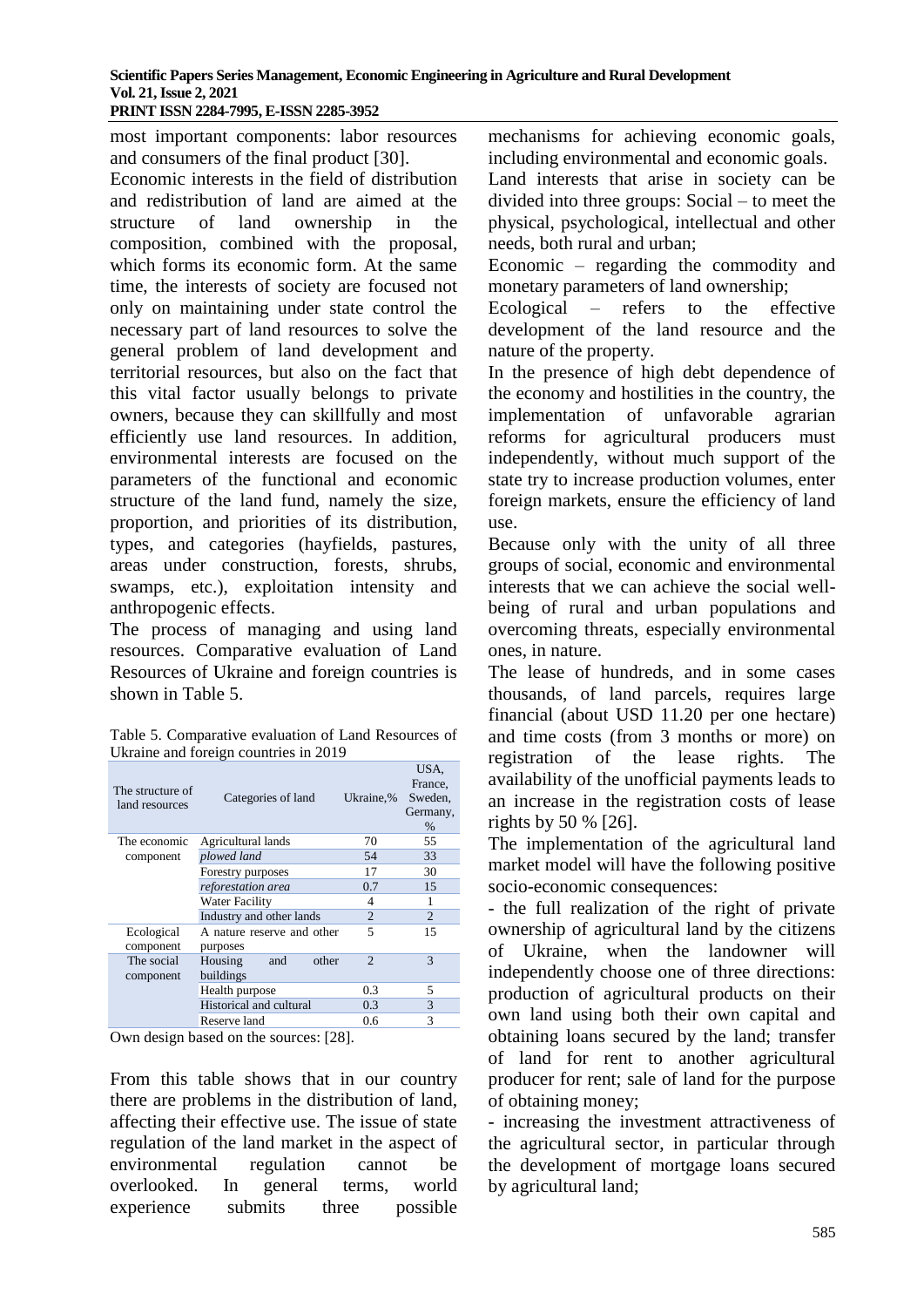most important components: labor resources and consumers of the final product [30].

Economic interests in the field of distribution and redistribution of land are aimed at the structure of land ownership in the composition, combined with the proposal, which forms its economic form. At the same time, the interests of society are focused not only on maintaining under state control the necessary part of land resources to solve the general problem of land development and territorial resources, but also on the fact that this vital factor usually belongs to private owners, because they can skillfully and most efficiently use land resources. In addition, environmental interests are focused on the parameters of the functional and economic structure of the land fund, namely the size, proportion, and priorities of its distribution, types, and categories (hayfields, pastures, areas under construction, forests, shrubs, swamps, etc.), exploitation intensity and anthropogenic effects.

The process of managing and using land resources. Comparative evaluation of Land Resources of Ukraine and foreign countries is shown in Table 5.

Table 5. Comparative evaluation of Land Resources of Ukraine and foreign countries in 2019

| The structure of land resources | Categories of land | Ukraine,% | USA, France, Sweden, Germany, % |
|---|---|---|---|
| The economic component | Agricultural lands | 70 | 55 |
| | *plowed land* | 54 | 33 |
| | Forestry purposes | 17 | 30 |
| | *reforestation area* | 0.7 | 15 |
| | Water Facility | 4 | 1 |
| | Industry and other lands | 2 | 2 |
| Ecological component | A nature reserve and other purposes | 5 | 15 |
| The social component | Housing and other buildings | 2 | 3 |
| | Health purpose | 0.3 | 5 |
| | Historical and cultural | 0.3 | 3 |
| | Reserve land | 0.6 | 3 |

Own design based on the sources: [28].

From this table shows that in our country there are problems in the distribution of land, affecting their effective use. The issue of state regulation of the land market in the aspect of environmental regulation cannot be overlooked. In general terms, world experience submits three possible mechanisms for achieving economic goals, including environmental and economic goals.

Land interests that arise in society can be divided into three groups: Social – to meet the physical, psychological, intellectual and other needs, both rural and urban;

Economic – regarding the commodity and monetary parameters of land ownership;

Ecological – refers to the effective development of the land resource and the nature of the property.

In the presence of high debt dependence of the economy and hostilities in the country, the implementation of unfavorable agrarian reforms for agricultural producers must independently, without much support of the state try to increase production volumes, enter foreign markets, ensure the efficiency of land use.

Because only with the unity of all three groups of social, economic and environmental interests that we can achieve the social well-being of rural and urban populations and overcoming threats, especially environmental ones, in nature.

The lease of hundreds, and in some cases thousands, of land parcels, requires large financial (about USD 11.20 per one hectare) and time costs (from 3 months or more) on registration of the lease rights. The availability of the unofficial payments leads to an increase in the registration costs of lease rights by 50 % [26].

The implementation of the agricultural land market model will have the following positive socio-economic consequences:

- the full realization of the right of private ownership of agricultural land by the citizens of Ukraine, when the landowner will independently choose one of three directions: production of agricultural products on their own land using both their own capital and obtaining loans secured by the land; transfer of land for rent to another agricultural producer for rent; sale of land for the purpose of obtaining money;
- increasing the investment attractiveness of the agricultural sector, in particular through the development of mortgage loans secured by agricultural land;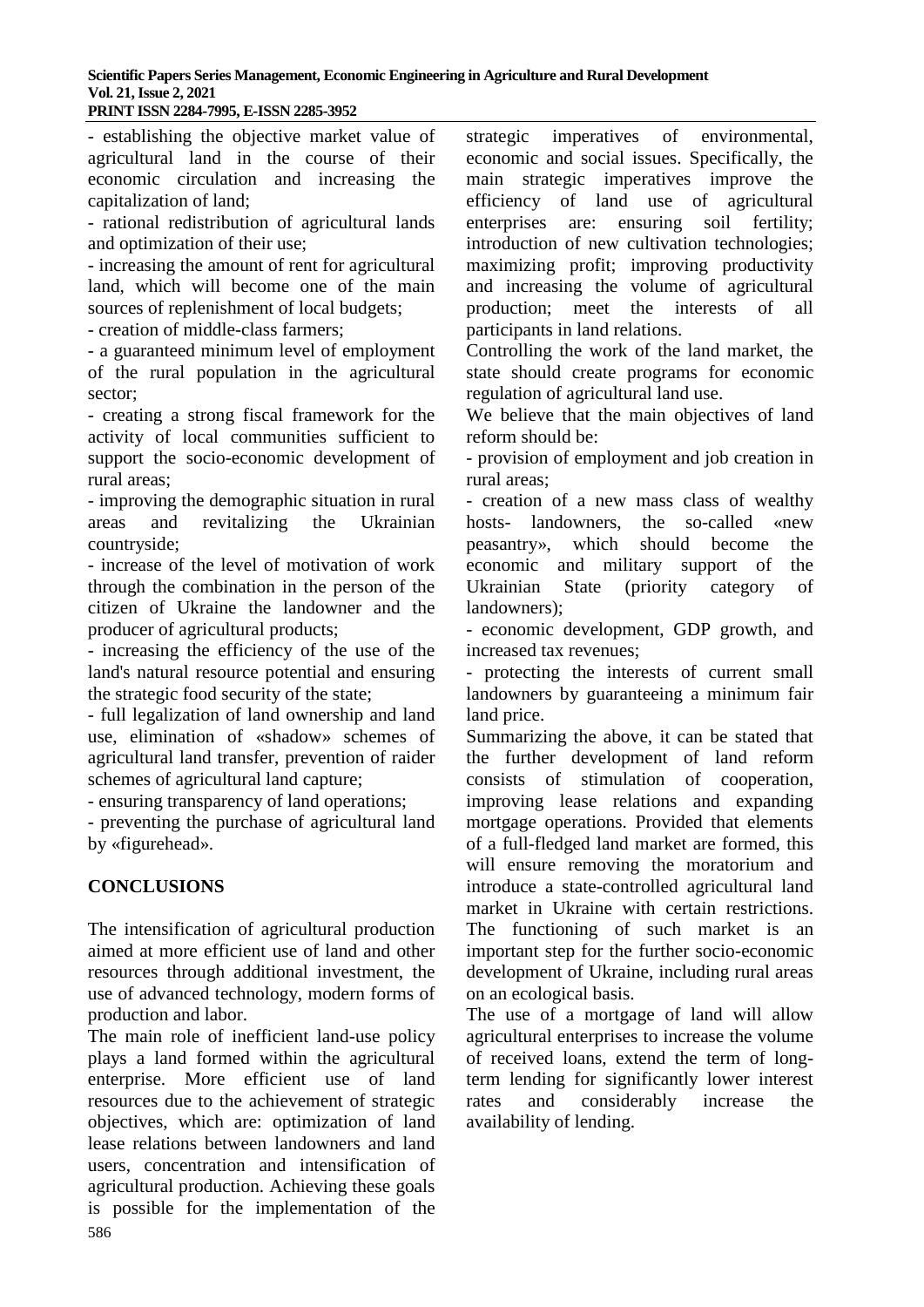- establishing the objective market value of agricultural land in the course of their economic circulation and increasing the capitalization of land;
- rational redistribution of agricultural lands and optimization of their use;
- increasing the amount of rent for agricultural land, which will become one of the main sources of replenishment of local budgets;
- creation of middle-class farmers;
- a guaranteed minimum level of employment of the rural population in the agricultural sector;
- creating a strong fiscal framework for the activity of local communities sufficient to support the socio-economic development of rural areas;
- improving the demographic situation in rural areas and revitalizing the Ukrainian countryside;
- increase of the level of motivation of work through the combination in the person of the citizen of Ukraine the landowner and the producer of agricultural products;
- increasing the efficiency of the use of the land's natural resource potential and ensuring the strategic food security of the state;
- full legalization of land ownership and land use, elimination of «shadow» schemes of agricultural land transfer, prevention of raider schemes of agricultural land capture;
- ensuring transparency of land operations;
- preventing the purchase of agricultural land by «figurehead».

## CONCLUSIONS

The intensification of agricultural production aimed at more efficient use of land and other resources through additional investment, the use of advanced technology, modern forms of production and labor.

The main role of inefficient land-use policy plays a land formed within the agricultural enterprise. More efficient use of land resources due to the achievement of strategic objectives, which are: optimization of land lease relations between landowners and land users, concentration and intensification of agricultural production. Achieving these goals is possible for the implementation of the strategic imperatives of environmental, economic and social issues. Specifically, the main strategic imperatives improve the efficiency of land use of agricultural enterprises are: ensuring soil fertility; introduction of new cultivation technologies; maximizing profit; improving productivity and increasing the volume of agricultural production; meet the interests of all participants in land relations.

Controlling the work of the land market, the state should create programs for economic regulation of agricultural land use.

We believe that the main objectives of land reform should be:

- provision of employment and job creation in rural areas;
- creation of a new mass class of wealthy hosts- landowners, the so-called «new peasantry», which should become the economic and military support of the Ukrainian State (priority category of landowners);
- economic development, GDP growth, and increased tax revenues;
- protecting the interests of current small landowners by guaranteeing a minimum fair land price.

Summarizing the above, it can be stated that the further development of land reform consists of stimulation of cooperation, improving lease relations and expanding mortgage operations. Provided that elements of a full-fledged land market are formed, this will ensure removing the moratorium and introduce a state-controlled agricultural land market in Ukraine with certain restrictions. The functioning of such market is an important step for the further socio-economic development of Ukraine, including rural areas on an ecological basis.

The use of a mortgage of land will allow agricultural enterprises to increase the volume of received loans, extend the term of long-term lending for significantly lower interest rates and considerably increase the availability of lending.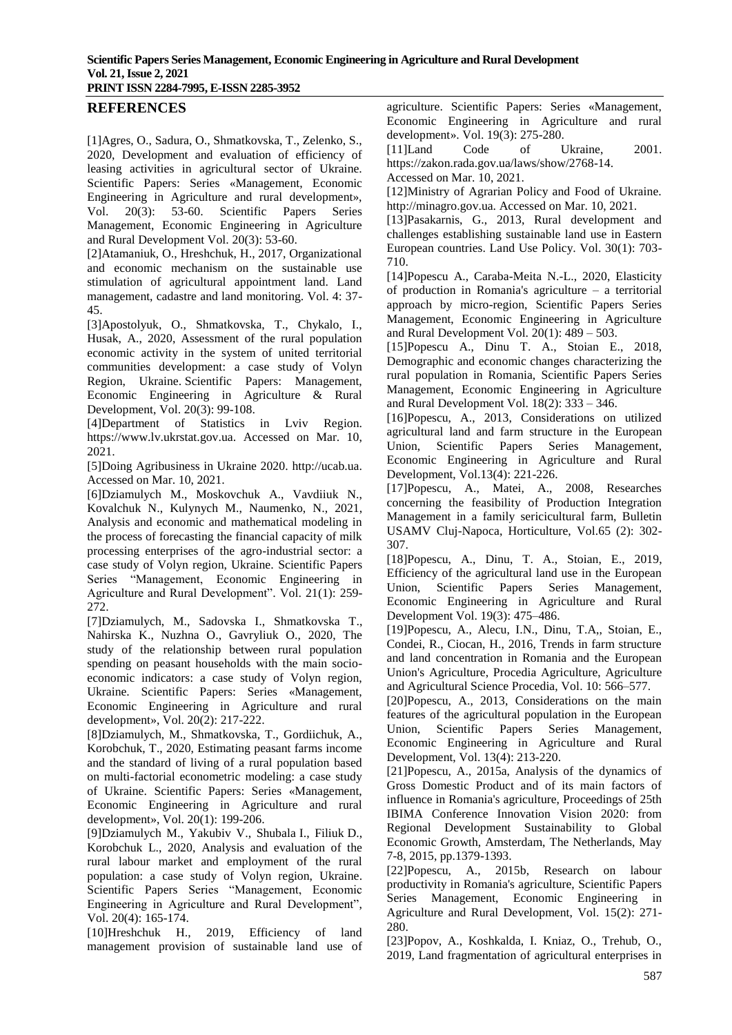## REFERENCES

[1]Agres, O., Sadura, O., Shmatkovska, T., Zelenko, S., 2020, Development and evaluation of efficiency of leasing activities in agricultural sector of Ukraine. Scientific Papers: Series «Management, Economic Engineering in Agriculture and rural development», Vol. 20(3): 53-60. Scientific Papers Series Management, Economic Engineering in Agriculture and Rural Development Vol. 20(3): 53-60.

[2]Atamaniuk, O., Hreshchuk, H., 2017, Organizational and economic mechanism on the sustainable use stimulation of agricultural appointment land. Land management, cadastre and land monitoring. Vol. 4: 37-45.

[3]Apostolyuk, O., Shmatkovska, T., Chykalo, I., Husak, A., 2020, Assessment of the rural population economic activity in the system of united territorial communities development: a case study of Volyn Region, Ukraine. Scientific Papers: Management, Economic Engineering in Agriculture & Rural Development, Vol. 20(3): 99-108.

[4]Department of Statistics in Lviv Region. https://www.lv.ukrstat.gov.ua. Accessed on Mar. 10, 2021.

[5]Doing Agribusiness in Ukraine 2020. http://ucab.ua. Accessed on Mar. 10, 2021.

[6]Dziamulych M., Moskovchuk A., Vavdiiuk N., Kovalchuk N., Kulynych M., Naumenko, N., 2021, Analysis and economic and mathematical modeling in the process of forecasting the financial capacity of milk processing enterprises of the agro-industrial sector: a case study of Volyn region, Ukraine. Scientific Papers Series "Management, Economic Engineering in Agriculture and Rural Development". Vol. 21(1): 259-272.

[7]Dziamulych, M., Sadovska I., Shmatkovska T., Nahirska K., Nuzhna O., Gavryliuk O., 2020, The study of the relationship between rural population spending on peasant households with the main socio-economic indicators: a case study of Volyn region, Ukraine. Scientific Papers: Series «Management, Economic Engineering in Agriculture and rural development», Vol. 20(2): 217-222.

[8]Dziamulych, M., Shmatkovska, T., Gordiichuk, A., Korobchuk, T., 2020, Estimating peasant farms income and the standard of living of a rural population based on multi-factorial econometric modeling: a case study of Ukraine. Scientific Papers: Series «Management, Economic Engineering in Agriculture and rural development», Vol. 20(1): 199-206.

[9]Dziamulych M., Yakubiv V., Shubala I., Filiuk D., Korobchuk L., 2020, Analysis and evaluation of the rural labour market and employment of the rural population: a case study of Volyn region, Ukraine. Scientific Papers Series "Management, Economic Engineering in Agriculture and Rural Development", Vol. 20(4): 165-174.

[10]Hreshchuk H., 2019, Efficiency of land management provision of sustainable land use of agriculture. Scientific Papers: Series «Management, Economic Engineering in Agriculture and rural development». Vol. 19(3): 275-280.

[11]Land Code of Ukraine, 2001. https://zakon.rada.gov.ua/laws/show/2768-14. Accessed on Mar. 10, 2021.

[12]Ministry of Agrarian Policy and Food of Ukraine. http://minagro.gov.ua. Accessed on Mar. 10, 2021.

[13]Pasakarnis, G., 2013, Rural development and challenges establishing sustainable land use in Eastern European countries. Land Use Policy. Vol. 30(1): 703-710.

[14]Popescu A., Caraba-Meita N.-L., 2020, Elasticity of production in Romania's agriculture – a territorial approach by micro-region, Scientific Papers Series Management, Economic Engineering in Agriculture and Rural Development Vol. 20(1): 489 – 503.

[15]Popescu A., Dinu T. A., Stoian E., 2018, Demographic and economic changes characterizing the rural population in Romania, Scientific Papers Series Management, Economic Engineering in Agriculture and Rural Development Vol. 18(2): 333 – 346.

[16]Popescu, A., 2013, Considerations on utilized agricultural land and farm structure in the European Union, Scientific Papers Series Management, Economic Engineering in Agriculture and Rural Development, Vol.13(4): 221-226.

[17]Popescu, A., Matei, A., 2008, Researches concerning the feasibility of Production Integration Management in a family sericicultural farm, Bulletin USAMV Cluj-Napoca, Horticulture, Vol.65 (2): 302-307.

[18]Popescu, A., Dinu, T. A., Stoian, E., 2019, Efficiency of the agricultural land use in the European Union, Scientific Papers Series Management, Economic Engineering in Agriculture and Rural Development Vol. 19(3): 475–486.

[19]Popescu, A., Alecu, I.N., Dinu, T.A,, Stoian, E., Condei, R., Ciocan, H., 2016, Trends in farm structure and land concentration in Romania and the European Union's Agriculture, Procedia Agriculture, Agriculture and Agricultural Science Procedia, Vol. 10: 566–577.

[20]Popescu, A., 2013, Considerations on the main features of the agricultural population in the European Union, Scientific Papers Series Management, Economic Engineering in Agriculture and Rural Development, Vol. 13(4): 213-220.

[21]Popescu, A., 2015a, Analysis of the dynamics of Gross Domestic Product and of its main factors of influence in Romania's agriculture, Proceedings of 25th IBIMA Conference Innovation Vision 2020: from Regional Development Sustainability to Global Economic Growth, Amsterdam, The Netherlands, May 7-8, 2015, pp.1379-1393.

[22]Popescu, A., 2015b, Research on labour productivity in Romania's agriculture, Scientific Papers Series Management, Economic Engineering in Agriculture and Rural Development, Vol. 15(2): 271-280.

[23]Popov, A., Koshkalda, I. Kniaz, O., Trehub, O., 2019, Land fragmentation of agricultural enterprises in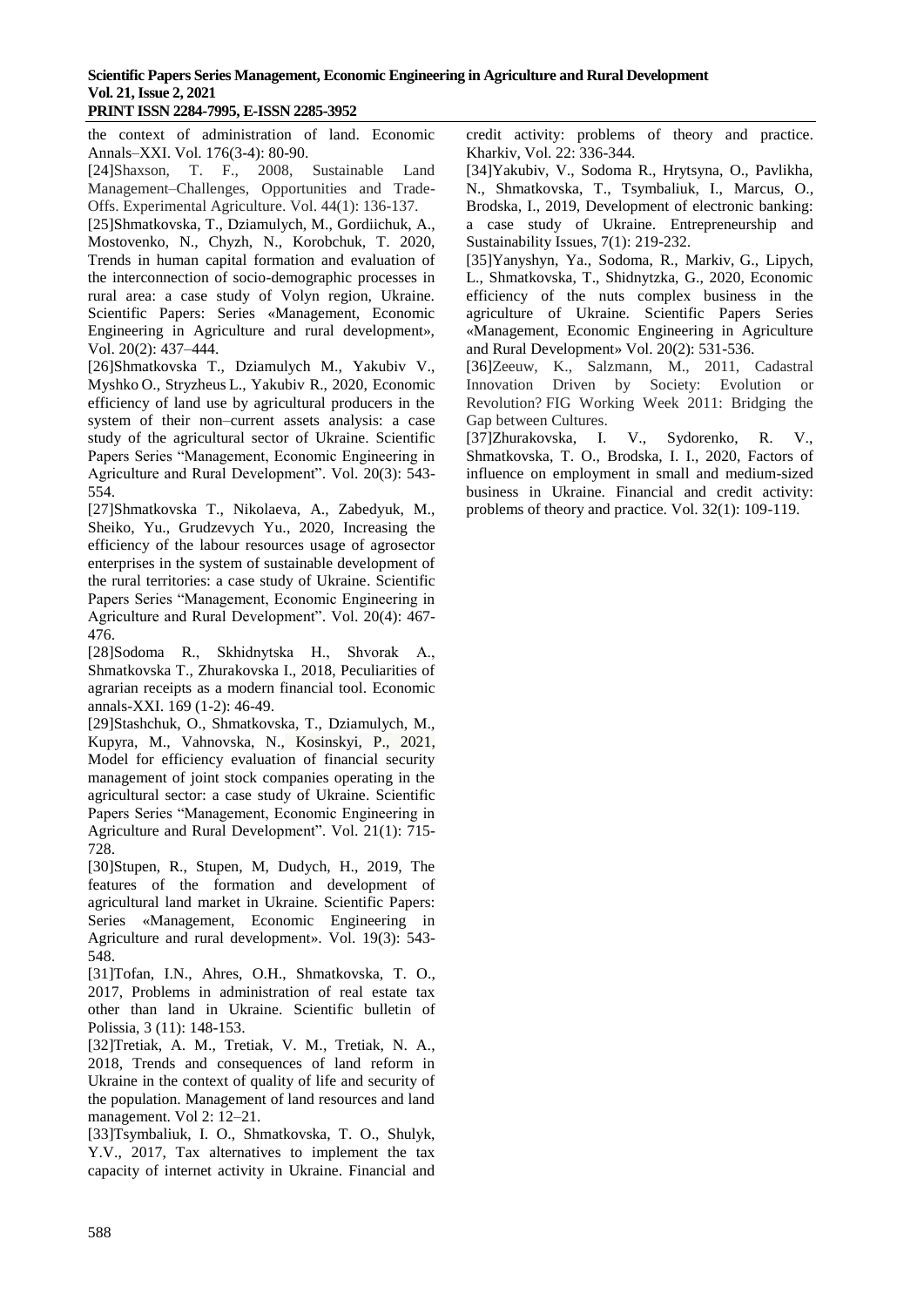the context of administration of land. Economic Annals–XXI. Vol. 176(3-4): 80-90.

[24]Shaxson, T. F., 2008, Sustainable Land Management–Challenges, Opportunities and Trade-Offs. Experimental Agriculture. Vol. 44(1): 136-137.

[25]Shmatkovska, T., Dziamulych, M., Gordiichuk, A., Mostovenko, N., Chyzh, N., Korobchuk, T. 2020, Trends in human capital formation and evaluation of the interconnection of socio-demographic processes in rural area: a case study of Volyn region, Ukraine. Scientific Papers: Series «Management, Economic Engineering in Agriculture and rural development», Vol. 20(2): 437–444.

[26]Shmatkovska T., Dziamulych M., Yakubiv V., Myshko O., Stryzheus L., Yakubiv R., 2020, Economic efficiency of land use by agricultural producers in the system of their non–current assets analysis: a case study of the agricultural sector of Ukraine. Scientific Papers Series "Management, Economic Engineering in Agriculture and Rural Development". Vol. 20(3): 543-554.

[27]Shmatkovska T., Nikolaeva, A., Zabedyuk, M., Sheiko, Yu., Grudzevych Yu., 2020, Increasing the efficiency of the labour resources usage of agrosector enterprises in the system of sustainable development of the rural territories: a case study of Ukraine. Scientific Papers Series "Management, Economic Engineering in Agriculture and Rural Development". Vol. 20(4): 467-476.

[28]Sodoma R., Skhidnytska H., Shvorak A., Shmatkovska T., Zhurakovska I., 2018, Peculiarities of agrarian receipts as a modern financial tool. Economic annals-XXI. 169 (1-2): 46-49.

[29]Stashchuk, O., Shmatkovska, T., Dziamulych, M., Kupyra, M., Vahnovska, N., Kosinskyi, P., 2021, Model for efficiency evaluation of financial security management of joint stock companies operating in the agricultural sector: a case study of Ukraine. Scientific Papers Series "Management, Economic Engineering in Agriculture and Rural Development". Vol. 21(1): 715-728.

[30]Stupen, R., Stupen, M, Dudych, H., 2019, The features of the formation and development of agricultural land market in Ukraine. Scientific Papers: Series «Management, Economic Engineering in Agriculture and rural development». Vol. 19(3): 543-548.

[31]Tofan, I.N., Ahres, O.H., Shmatkovska, T. O., 2017, Problems in administration of real estate tax other than land in Ukraine. Scientific bulletin of Polissia, 3 (11): 148-153.

[32]Tretiak, A. M., Tretiak, V. M., Tretiak, N. A., 2018, Trends and consequences of land reform in Ukraine in the context of quality of life and security of the population. Management of land resources and land management. Vol 2: 12–21.

[33]Tsymbaliuk, I. O., Shmatkovska, T. O., Shulyk, Y.V., 2017, Tax alternatives to implement the tax capacity of internet activity in Ukraine. Financial and credit activity: problems of theory and practice. Kharkiv, Vol. 22: 336-344.

[34]Yakubiv, V., Sodoma R., Hrytsyna, O., Pavlikha, N., Shmatkovska, T., Tsymbaliuk, I., Marcus, O., Brodska, I., 2019, Development of electronic banking: a case study of Ukraine. Entrepreneurship and Sustainability Issues, 7(1): 219-232.

[35]Yanyshyn, Ya., Sodoma, R., Markiv, G., Lipych, L., Shmatkovska, T., Shidnytzka, G., 2020, Economic efficiency of the nuts complex business in the agriculture of Ukraine. Scientific Papers Series «Management, Economic Engineering in Agriculture and Rural Development» Vol. 20(2): 531-536.

[36]Zeeuw, K., Salzmann, M., 2011, Cadastral Innovation Driven by Society: Evolution or Revolution? FIG Working Week 2011: Bridging the Gap between Cultures.

[37]Zhurakovska, I. V., Sydorenko, R. V., Shmatkovska, T. O., Brodska, I. I., 2020, Factors of influence on employment in small and medium-sized business in Ukraine. Financial and credit activity: problems of theory and practice. Vol. 32(1): 109-119.